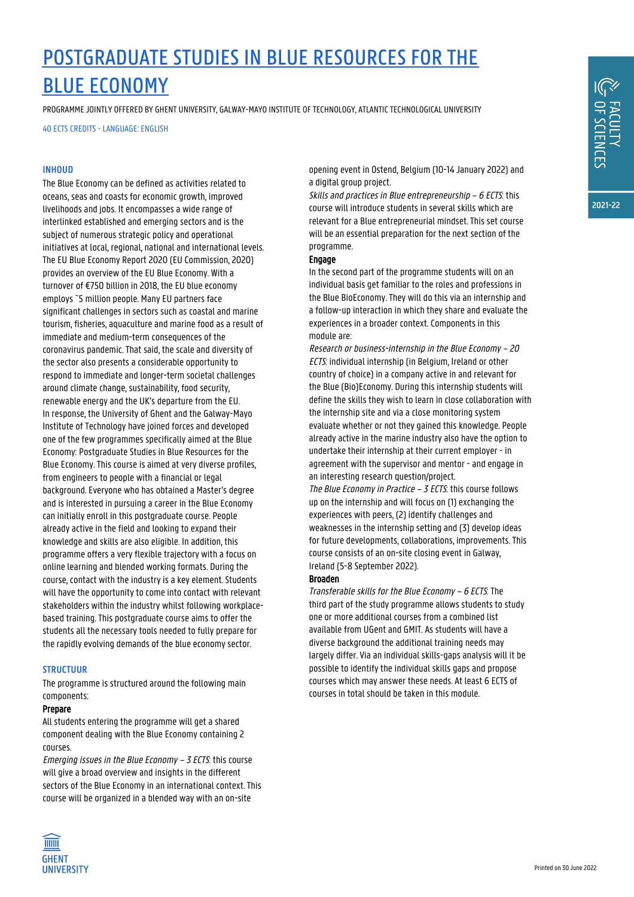# POSTGRADUATE STUDIES IN BLUE RESOURCES FOR THE BLUE ECONOMY

PROGRAMME JOINTLY OFFERED BY GHENT UNIVERSITY, GALWAY-MAYO INSTITUTE OF TECHNOLOGY, ATLANTIC TECHNOLOGICAL UNIVERSITY

40 ECTS CREDITS - LANGUAGE: ENGLISH

## INHOUD

The Blue Economy can be defined as activities related to oceans, seas and coasts for economic growth, improved livelihoods and jobs. It encompasses a wide range of interlinked established and emerging sectors and is the subject of numerous strategic policy and operational initiatives at local, regional, national and international levels. The EU Blue Economy Report 2020 (EU Commission, 2020) provides an overview of the EU Blue Economy. With a turnover of €750 billion in 2018, the EU blue economy employs ~5 million people. Many EU partners face significant challenges in sectors such as coastal and marine tourism, fisheries, aquaculture and marine food as a result of immediate and medium-term consequences of the coronavirus pandemic. That said, the scale and diversity of the sector also presents a considerable opportunity to respond to immediate and longer-term societal challenges around climate change, sustainability, food security, renewable energy and the UK's departure from the EU.
In response, the University of Ghent and the Galway-Mayo Institute of Technology have joined forces and developed one of the few programmes specifically aimed at the Blue Economy: Postgraduate Studies in Blue Resources for the Blue Economy. This course is aimed at very diverse profiles, from engineers to people with a financial or legal background. Everyone who has obtained a Master's degree and is interested in pursuing a career in the Blue Economy can initially enroll in this postgraduate course. People already active in the field and looking to expand their knowledge and skills are also eligible. In addition, this programme offers a very flexible trajectory with a focus on online learning and blended working formats. During the course, contact with the industry is a key element. Students will have the opportunity to come into contact with relevant stakeholders within the industry whilst following workplace-based training. This postgraduate course aims to offer the students all the necessary tools needed to fully prepare for the rapidly evolving demands of the blue economy sector.

## STRUCTUUR

The programme is structured around the following main components:

**Prepare**

All students entering the programme will get a shared component dealing with the Blue Economy containing 2 courses.
*Emerging issues in the Blue Economy – 3 ECTS*: this course will give a broad overview and insights in the different sectors of the Blue Economy in an international context. This course will be organized in a blended way with an on-site opening event in Ostend, Belgium (10-14 January 2022) and a digital group project.
*Skills and practices in Blue entrepreneurship – 6 ECTS*: this course will introduce students in several skills which are relevant for a Blue entrepreneurial mindset. This set course will be an essential preparation for the next section of the programme.

**Engage**

In the second part of the programme students will on an individual basis get familiar to the roles and professions in the Blue BioEconomy. They will do this via an internship and a follow-up interaction in which they share and evaluate the experiences in a broader context. Components in this module are:
*Research or business-internship in the Blue Economy – 20 ECTS*: individual internship (in Belgium, Ireland or other country of choice) in a company active in and relevant for the Blue (Bio)Economy. During this internship students will define the skills they wish to learn in close collaboration with the internship site and via a close monitoring system evaluate whether or not they gained this knowledge. People already active in the marine industry also have the option to undertake their internship at their current employer - in agreement with the supervisor and mentor - and engage in an interesting research question/project.
*The Blue Economy in Practice – 3 ECTS*: this course follows up on the internship and will focus on (1) exchanging the experiences with peers, (2) identify challenges and weaknesses in the internship setting and (3) develop ideas for future developments, collaborations, improvements. This course consists of an on-site closing event in Galway, Ireland (5-8 September 2022).

**Broaden**

*Transferable skills for the Blue Economy – 6 ECTS*: The third part of the study programme allows students to study one or more additional courses from a combined list available from UGent and GMIT. As students will have a diverse background the additional training needs may largely differ. Via an individual skills-gaps analysis will it be possible to identify the individual skills gaps and propose courses which may answer these needs. At least 6 ECTS of courses in total should be taken in this module.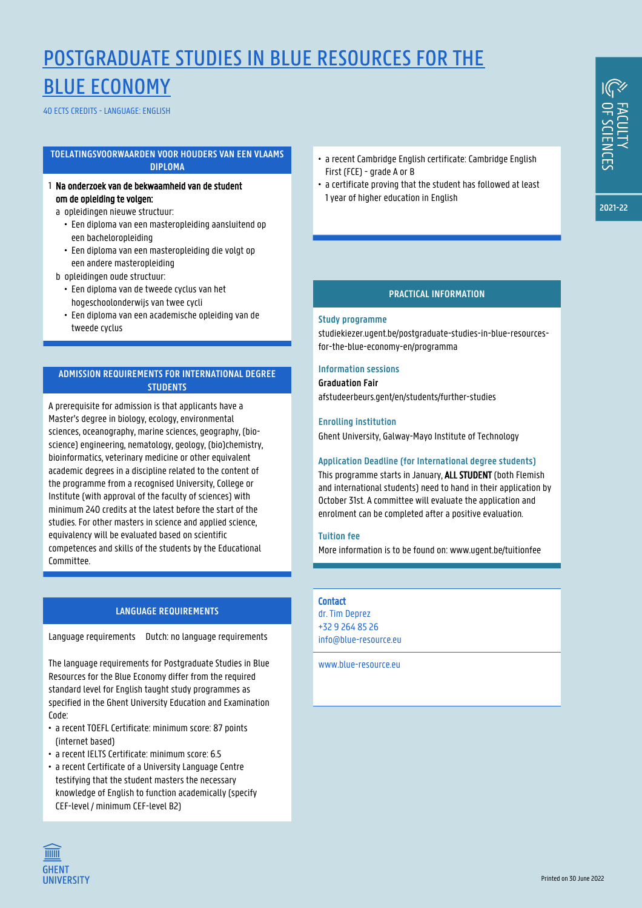# POSTGRADUATE STUDIES IN BLUE RESOURCES FOR THE BLUE ECONOMY

40 ECTS CREDITS - LANGUAGE: ENGLISH

## TOELATINGSVOORWAARDEN VOOR HOUDERS VAN EEN VLAAMS DIPLOMA

1. **Na onderzoek van de bekwaamheid van de student om de opleiding te volgen:**
   a. opleidingen nieuwe structuur:
      - Een diploma van een masteropleiding aansluitend op een bacheloropleiding
      - Een diploma van een masteropleiding die volgt op een andere masteropleiding

   b. opleidingen oude structuur:
      - Een diploma van de tweede cyclus van het hogeschoolonderwijs van twee cycli
      - Een diploma van een academische opleiding van de tweede cyclus

## ADMISSION REQUIREMENTS FOR INTERNATIONAL DEGREE STUDENTS

A prerequisite for admission is that applicants have a Master's degree in biology, ecology, environmental sciences, oceanography, marine sciences, geography, (bio-science) engineering, nematology, geology, (bio)chemistry, bioinformatics, veterinary medicine or other equivalent academic degrees in a discipline related to the content of the programme from a recognised University, College or Institute (with approval of the faculty of sciences) with minimum 240 credits at the latest before the start of the studies. For other masters in science and applied science, equivalency will be evaluated based on scientific competences and skills of the students by the Educational Committee.

## LANGUAGE REQUIREMENTS

Language requirements    Dutch: no language requirements

The language requirements for Postgraduate Studies in Blue Resources for the Blue Economy differ from the required standard level for English taught study programmes as specified in the Ghent University Education and Examination Code:

- a recent TOEFL Certificate: minimum score: 87 points (internet based)
- a recent IELTS Certificate: minimum score: 6.5
- a recent Certificate of a University Language Centre testifying that the student masters the necessary knowledge of English to function academically (specify CEF-level / minimum CEF-level B2)
- a recent Cambridge English certificate: Cambridge English First (FCE) - grade A or B
- a certificate proving that the student has followed at least 1 year of higher education in English

## PRACTICAL INFORMATION

### Study programme

studiekiezer.ugent.be/postgraduate-studies-in-blue-resources-for-the-blue-economy-en/programma

### Information sessions

**Graduation Fair**
afstudeerbeurs.gent/en/students/further-studies

### Enrolling institution

Ghent University, Galway-Mayo Institute of Technology

### Application Deadline (for International degree students)

This programme starts in January, **ALL STUDENT** (both Flemish and international students) need to hand in their application by October 31st. A committee will evaluate the application and enrolment can be completed after a positive evaluation.

### Tuition fee

More information is to be found on: www.ugent.be/tuitionfee

### Contact

dr. Tim Deprez
+32 9 264 85 26
info@blue-resource.eu

www.blue-resource.eu